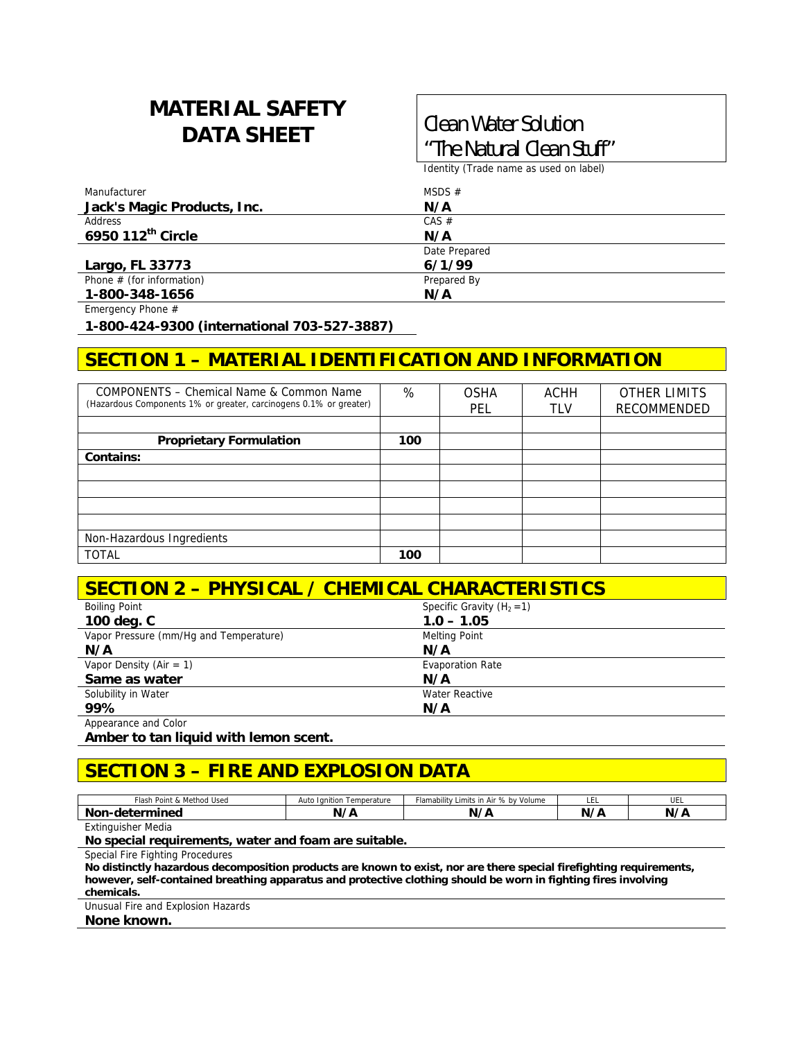# MATERIAL SAFETY DATA SHEET

**Clean Water Solution "The Natural Clean Stuff"**

Identity (Trade name as used on label)

| Manufacturer | MSDS # |
|---|---|
| **Jack's Magic Products, Inc.** | **N/A** |
| Address | CAS # |
| **6950 112th Circle** | **N/A** |
| | Date Prepared |
| **Largo, FL 33773** | **6/1/99** |
| Phone # (for information) | Prepared By |
| **1-800-348-1656** | **N/A** |

Emergency Phone #

**1-800-424-9300 (international 703-527-3887)**

## SECTION 1 – MATERIAL IDENTIFICATION AND INFORMATION

| COMPONENTS – Chemical Name & Common Name (Hazardous Components 1% or greater, carcinogens 0.1% or greater) | % | OSHA PEL | ACHH TLV | OTHER LIMITS RECOMMENDED |
|---|---|---|---|---|
| | | | | |
| **Proprietary Formulation** | **100** | | | |
| **Contains:** | | | | |
| | | | | |
| | | | | |
| | | | | |
| | | | | |
| Non-Hazardous Ingredients | | | | |
| TOTAL | **100** | | | |

## SECTION 2 – PHYSICAL / CHEMICAL CHARACTERISTICS

| Boiling Point | Specific Gravity ($H_2 = 1$) |
|---|---|
| **100 deg. C** | **1.0 – 1.05** |
| Vapor Pressure (mm/Hg and Temperature) | Melting Point |
| **N/A** | **N/A** |
| Vapor Density (Air = 1) | Evaporation Rate |
| **Same as water** | **N/A** |
| Solubility in Water | Water Reactive |
| **99%** | **N/A** |

Appearance and Color

**Amber to tan liquid with lemon scent.**

## SECTION 3 – FIRE AND EXPLOSION DATA

| Flash Point & Method Used | Auto Ignition Temperature | Flamability Limits in Air % by Volume | LEL | UEL |
|---|---|---|---|---|
| **Non-determined** | **N/A** | **N/A** | **N/A** | **N/A** |

Extinguisher Media

**No special requirements, water and foam are suitable.**

Special Fire Fighting Procedures

**No distinctly hazardous decomposition products are known to exist, nor are there special firefighting requirements, however, self-contained breathing apparatus and protective clothing should be worn in fighting fires involving chemicals.**

Unusual Fire and Explosion Hazards

**None known.**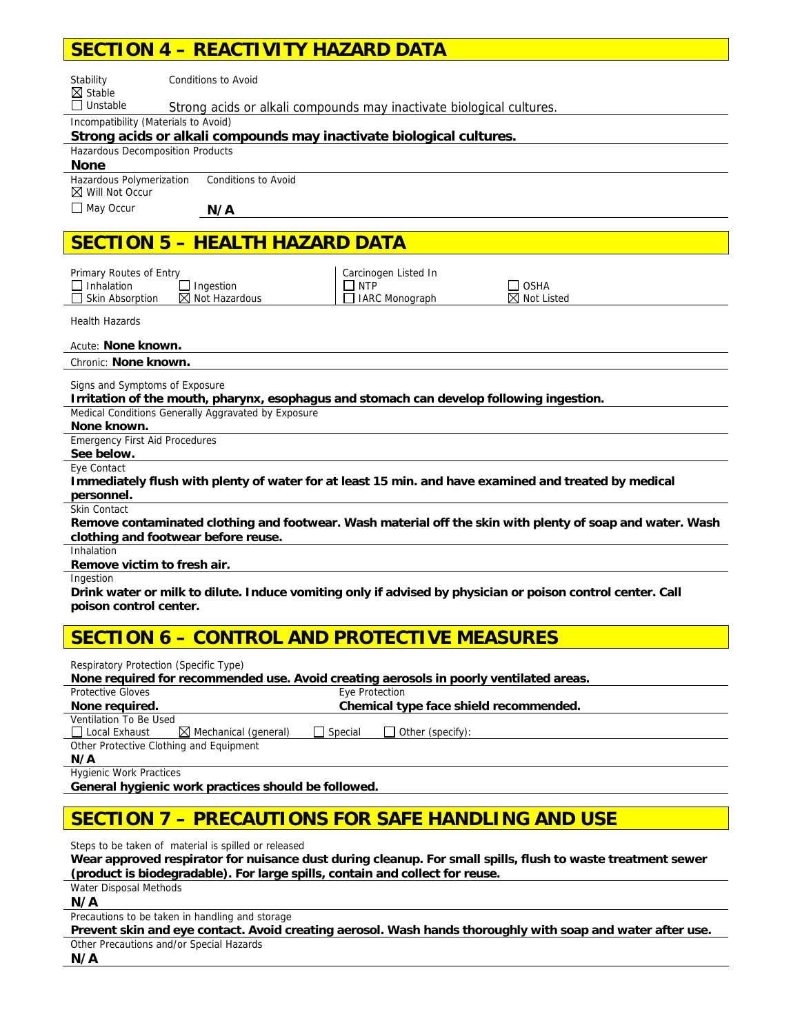## SECTION 4 – REACTIVITY HAZARD DATA

Stability

☒ Stable

☐ Unstable

Conditions to Avoid

Strong acids or alkali compounds may inactivate biological cultures.

Incompatibility (Materials to Avoid)

**Strong acids or alkali compounds may inactivate biological cultures.**

Hazardous Decomposition Products

**None**

Hazardous Polymerization

☒ Will Not Occur

☐ May Occur

Conditions to Avoid

**N/A**

## SECTION 5 – HEALTH HAZARD DATA

Primary Routes of Entry

☐ Inhalation ☐ Ingestion

☐ Skin Absorption ☒ Not Hazardous

Carcinogen Listed In

☐ NTP ☐ OSHA

☐ IARC Monograph ☒ Not Listed

Health Hazards

Acute: **None known.**

Chronic: **None known.**

Signs and Symptoms of Exposure

**Irritation of the mouth, pharynx, esophagus and stomach can develop following ingestion.**

Medical Conditions Generally Aggravated by Exposure

**None known.**

Emergency First Aid Procedures

**See below.**

Eye Contact

**Immediately flush with plenty of water for at least 15 min. and have examined and treated by medical personnel.**

Skin Contact

**Remove contaminated clothing and footwear. Wash material off the skin with plenty of soap and water. Wash clothing and footwear before reuse.**

Inhalation

**Remove victim to fresh air.**

Ingestion

**Drink water or milk to dilute. Induce vomiting only if advised by physician or poison control center. Call poison control center.**

## SECTION 6 – CONTROL AND PROTECTIVE MEASURES

Respiratory Protection (Specific Type)

**None required for recommended use. Avoid creating aerosols in poorly ventilated areas.**

Protective Gloves

**None required.**

Eye Protection

**Chemical type face shield recommended.**

Ventilation To Be Used

☐ Local Exhaust ☒ Mechanical (general) ☐ Special ☐ Other (specify):

Other Protective Clothing and Equipment

**N/A**

Hygienic Work Practices

**General hygienic work practices should be followed.**

## SECTION 7 – PRECAUTIONS FOR SAFE HANDLING AND USE

Steps to be taken of material is spilled or released

**Wear approved respirator for nuisance dust during cleanup. For small spills, flush to waste treatment sewer (product is biodegradable). For large spills, contain and collect for reuse.**

Water Disposal Methods

**N/A**

Precautions to be taken in handling and storage

**Prevent skin and eye contact. Avoid creating aerosol. Wash hands thoroughly with soap and water after use.**

Other Precautions and/or Special Hazards

**N/A**